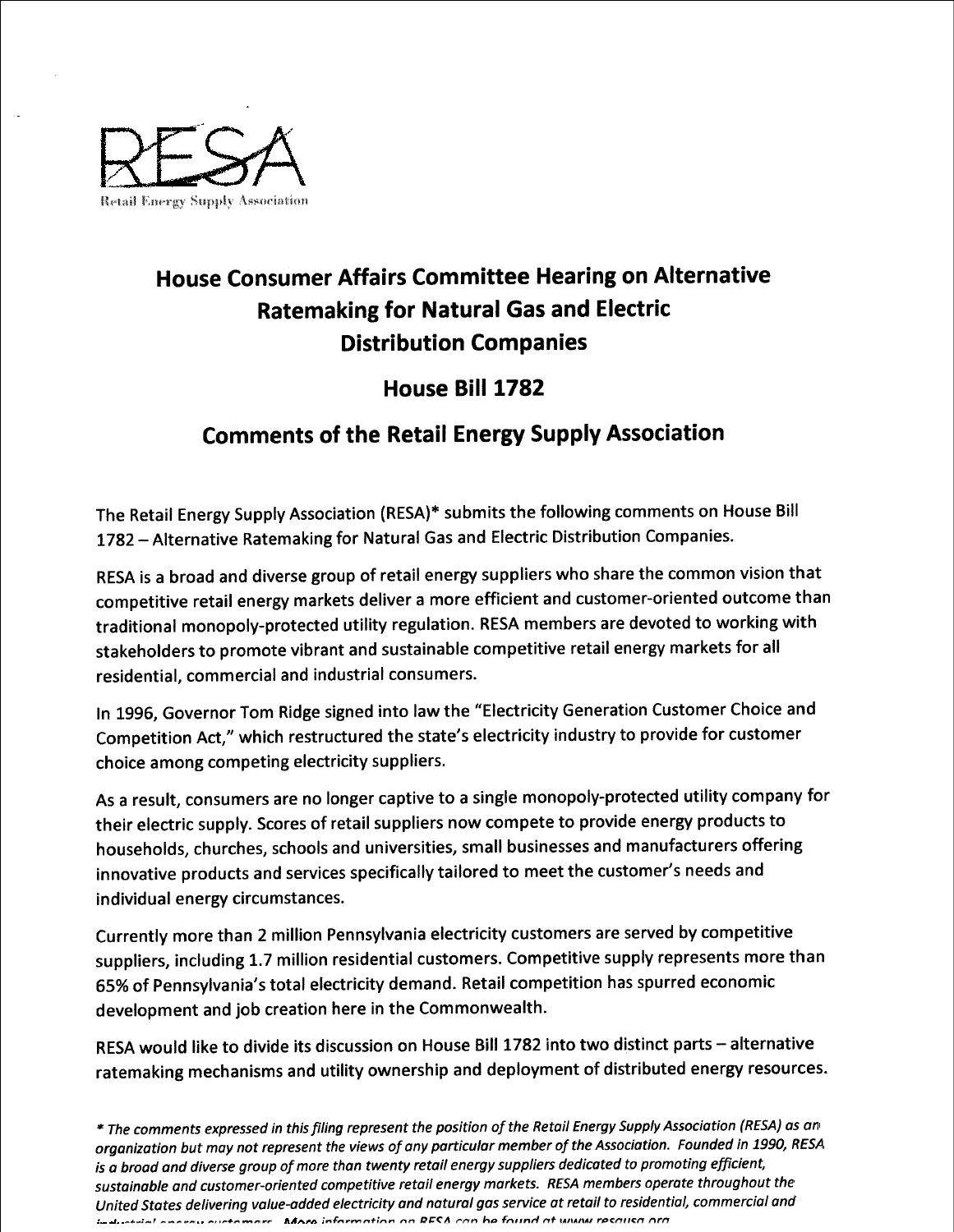RESA

Retail Energy Supply Association

# House Consumer Affairs Committee Hearing on Alternative Ratemaking for Natural Gas and Electric Distribution Companies

## House Bill 1782

## Comments of the Retail Energy Supply Association

The Retail Energy Supply Association (RESA)* submits the following comments on House Bill 1782 – Alternative Ratemaking for Natural Gas and Electric Distribution Companies.

RESA is a broad and diverse group of retail energy suppliers who share the common vision that competitive retail energy markets deliver a more efficient and customer-oriented outcome than traditional monopoly-protected utility regulation. RESA members are devoted to working with stakeholders to promote vibrant and sustainable competitive retail energy markets for all residential, commercial and industrial consumers.

In 1996, Governor Tom Ridge signed into law the "Electricity Generation Customer Choice and Competition Act," which restructured the state's electricity industry to provide for customer choice among competing electricity suppliers.

As a result, consumers are no longer captive to a single monopoly-protected utility company for their electric supply. Scores of retail suppliers now compete to provide energy products to households, churches, schools and universities, small businesses and manufacturers offering innovative products and services specifically tailored to meet the customer's needs and individual energy circumstances.

Currently more than 2 million Pennsylvania electricity customers are served by competitive suppliers, including 1.7 million residential customers. Competitive supply represents more than 65% of Pennsylvania's total electricity demand. Retail competition has spurred economic development and job creation here in the Commonwealth.

RESA would like to divide its discussion on House Bill 1782 into two distinct parts – alternative ratemaking mechanisms and utility ownership and deployment of distributed energy resources.

*\* The comments expressed in this filing represent the position of the Retail Energy Supply Association (RESA) as an organization but may not represent the views of any particular member of the Association. Founded in 1990, RESA is a broad and diverse group of more than twenty retail energy suppliers dedicated to promoting efficient, sustainable and customer-oriented competitive retail energy markets. RESA members operate throughout the United States delivering value-added electricity and natural gas service at retail to residential, commercial and industrial energy customers. More information on RESA can be found at www.resausa.org*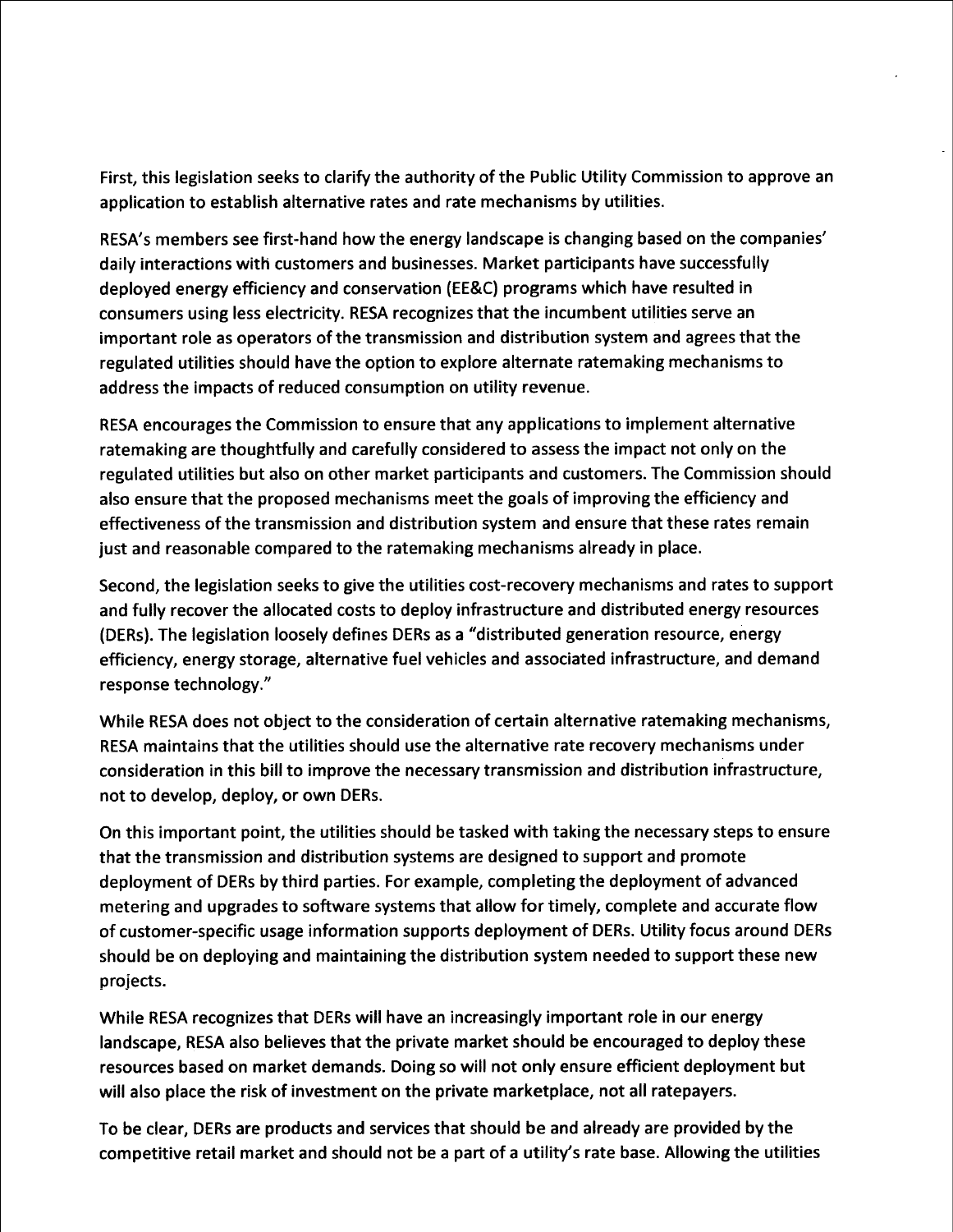First, this legislation seeks to clarify the authority of the Public Utility Commission to approve an application to establish alternative rates and rate mechanisms by utilities.

RESA's members see first-hand how the energy landscape is changing based on the companies' daily interactions with customers and businesses. Market participants have successfully deployed energy efficiency and conservation (EE&C) programs which have resulted in consumers using less electricity. RESA recognizes that the incumbent utilities serve an important role as operators of the transmission and distribution system and agrees that the regulated utilities should have the option to explore alternate ratemaking mechanisms to address the impacts of reduced consumption on utility revenue.

RESA encourages the Commission to ensure that any applications to implement alternative ratemaking are thoughtfully and carefully considered to assess the impact not only on the regulated utilities but also on other market participants and customers. The Commission should also ensure that the proposed mechanisms meet the goals of improving the efficiency and effectiveness of the transmission and distribution system and ensure that these rates remain just and reasonable compared to the ratemaking mechanisms already in place.

Second, the legislation seeks to give the utilities cost-recovery mechanisms and rates to support and fully recover the allocated costs to deploy infrastructure and distributed energy resources (DERs). The legislation loosely defines DERs as a "distributed generation resource, energy efficiency, energy storage, alternative fuel vehicles and associated infrastructure, and demand response technology."

While RESA does not object to the consideration of certain alternative ratemaking mechanisms, RESA maintains that the utilities should use the alternative rate recovery mechanisms under consideration in this bill to improve the necessary transmission and distribution infrastructure, not to develop, deploy, or own DERs.

On this important point, the utilities should be tasked with taking the necessary steps to ensure that the transmission and distribution systems are designed to support and promote deployment of DERs by third parties. For example, completing the deployment of advanced metering and upgrades to software systems that allow for timely, complete and accurate flow of customer-specific usage information supports deployment of DERs. Utility focus around DERs should be on deploying and maintaining the distribution system needed to support these new projects.

While RESA recognizes that DERs will have an increasingly important role in our energy landscape, RESA also believes that the private market should be encouraged to deploy these resources based on market demands. Doing so will not only ensure efficient deployment but will also place the risk of investment on the private marketplace, not all ratepayers.

To be clear, DERs are products and services that should be and already are provided by the competitive retail market and should not be a part of a utility's rate base. Allowing the utilities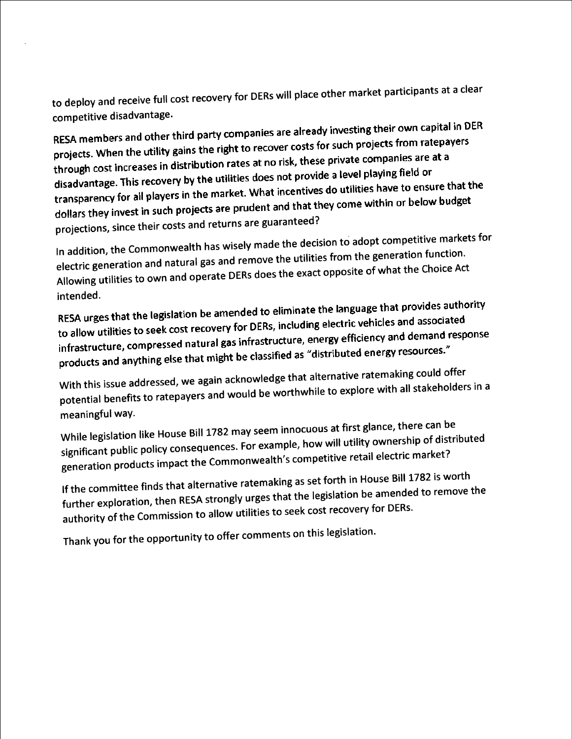to deploy and receive full cost recovery for DERs will place other market participants at a clear competitive disadvantage.

RESA members and other third party companies are already investing their own capital in DER projects. When the utility gains the right to recover costs for such projects from ratepayers through cost increases in distribution rates at no risk, these private companies are at a disadvantage. This recovery by the utilities does not provide a level playing field or transparency for all players in the market. What incentives do utilities have to ensure that the dollars they invest in such projects are prudent and that they come within or below budget projections, since their costs and returns are guaranteed?

In addition, the Commonwealth has wisely made the decision to adopt competitive markets for electric generation and natural gas and remove the utilities from the generation function. Allowing utilities to own and operate DERs does the exact opposite of what the Choice Act intended.

RESA urges that the legislation be amended to eliminate the language that provides authority to allow utilities to seek cost recovery for DERs, including electric vehicles and associated infrastructure, compressed natural gas infrastructure, energy efficiency and demand response products and anything else that might be classified as "distributed energy resources."

With this issue addressed, we again acknowledge that alternative ratemaking could offer potential benefits to ratepayers and would be worthwhile to explore with all stakeholders in a meaningful way.

While legislation like House Bill 1782 may seem innocuous at first glance, there can be significant public policy consequences. For example, how will utility ownership of distributed generation products impact the Commonwealth's competitive retail electric market?

If the committee finds that alternative ratemaking as set forth in House Bill 1782 is worth further exploration, then RESA strongly urges that the legislation be amended to remove the authority of the Commission to allow utilities to seek cost recovery for DERs.

Thank you for the opportunity to offer comments on this legislation.